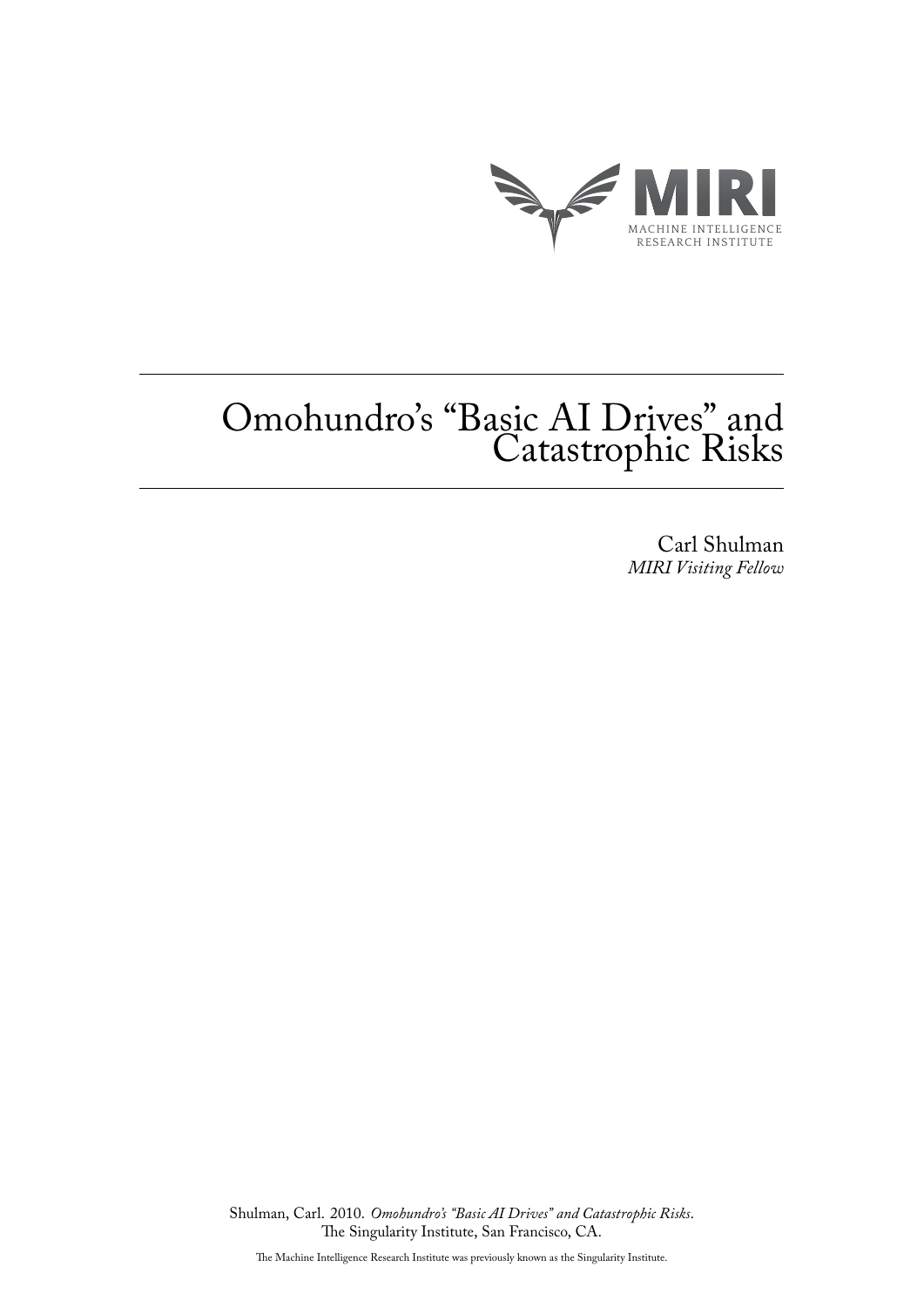MIRI

MACHINE INTELLIGENCE RESEARCH INSTITUTE

# Omohundro's "Basic AI Drives" and Catastrophic Risks

Carl Shulman
*MIRI Visiting Fellow*

Shulman, Carl. 2010. *Omohundro's "Basic AI Drives" and Catastrophic Risks*. The Singularity Institute, San Francisco, CA.

The Machine Intelligence Research Institute was previously known as the Singularity Institute.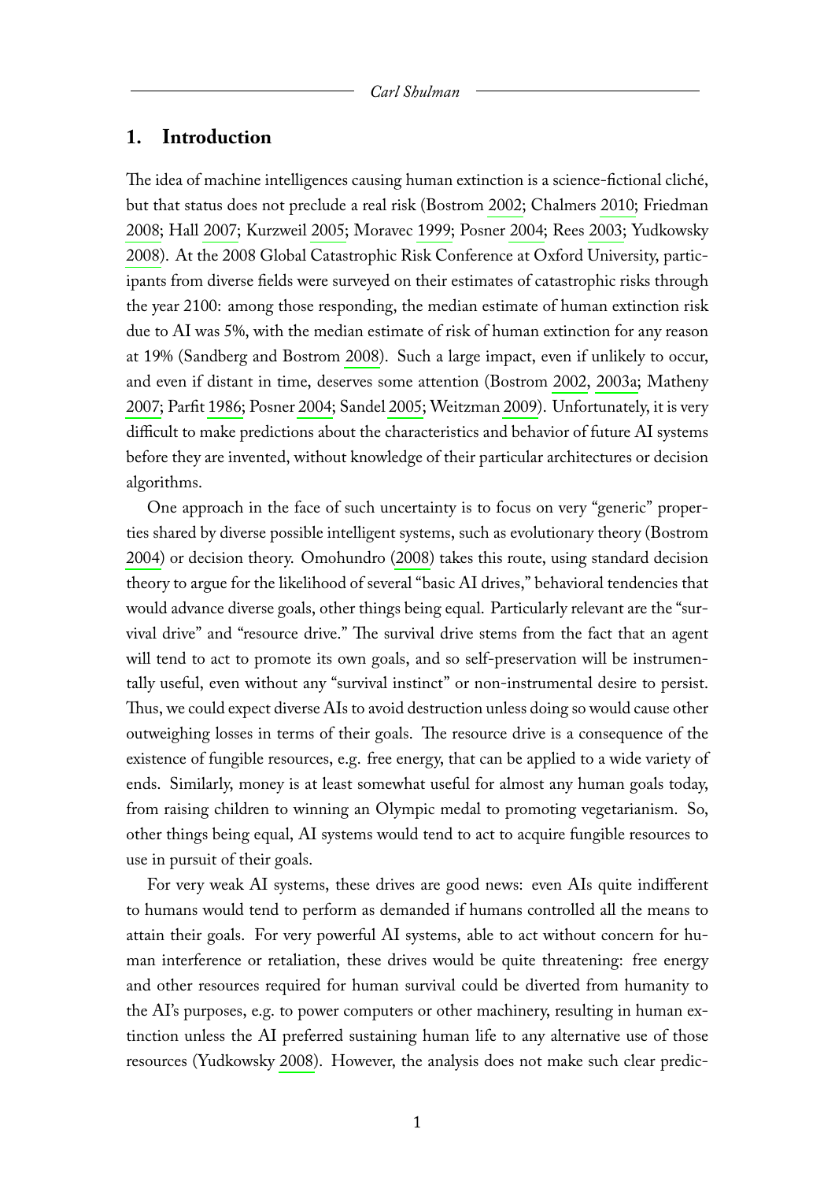## 1. Introduction

The idea of machine intelligences causing human extinction is a science-fictional cliché, but that status does not preclude a real risk (Bostrom 2002; Chalmers 2010; Friedman 2008; Hall 2007; Kurzweil 2005; Moravec 1999; Posner 2004; Rees 2003; Yudkowsky 2008). At the 2008 Global Catastrophic Risk Conference at Oxford University, participants from diverse fields were surveyed on their estimates of catastrophic risks through the year 2100: among those responding, the median estimate of human extinction risk due to AI was 5%, with the median estimate of risk of human extinction for any reason at 19% (Sandberg and Bostrom 2008). Such a large impact, even if unlikely to occur, and even if distant in time, deserves some attention (Bostrom 2002, 2003a; Matheny 2007; Parfit 1986; Posner 2004; Sandel 2005; Weitzman 2009). Unfortunately, it is very difficult to make predictions about the characteristics and behavior of future AI systems before they are invented, without knowledge of their particular architectures or decision algorithms.

One approach in the face of such uncertainty is to focus on very "generic" properties shared by diverse possible intelligent systems, such as evolutionary theory (Bostrom 2004) or decision theory. Omohundro (2008) takes this route, using standard decision theory to argue for the likelihood of several "basic AI drives," behavioral tendencies that would advance diverse goals, other things being equal. Particularly relevant are the "survival drive" and "resource drive." The survival drive stems from the fact that an agent will tend to act to promote its own goals, and so self-preservation will be instrumentally useful, even without any "survival instinct" or non-instrumental desire to persist. Thus, we could expect diverse AIs to avoid destruction unless doing so would cause other outweighing losses in terms of their goals. The resource drive is a consequence of the existence of fungible resources, e.g. free energy, that can be applied to a wide variety of ends. Similarly, money is at least somewhat useful for almost any human goals today, from raising children to winning an Olympic medal to promoting vegetarianism. So, other things being equal, AI systems would tend to act to acquire fungible resources to use in pursuit of their goals.

For very weak AI systems, these drives are good news: even AIs quite indifferent to humans would tend to perform as demanded if humans controlled all the means to attain their goals. For very powerful AI systems, able to act without concern for human interference or retaliation, these drives would be quite threatening: free energy and other resources required for human survival could be diverted from humanity to the AI's purposes, e.g. to power computers or other machinery, resulting in human extinction unless the AI preferred sustaining human life to any alternative use of those resources (Yudkowsky 2008). However, the analysis does not make such clear predic-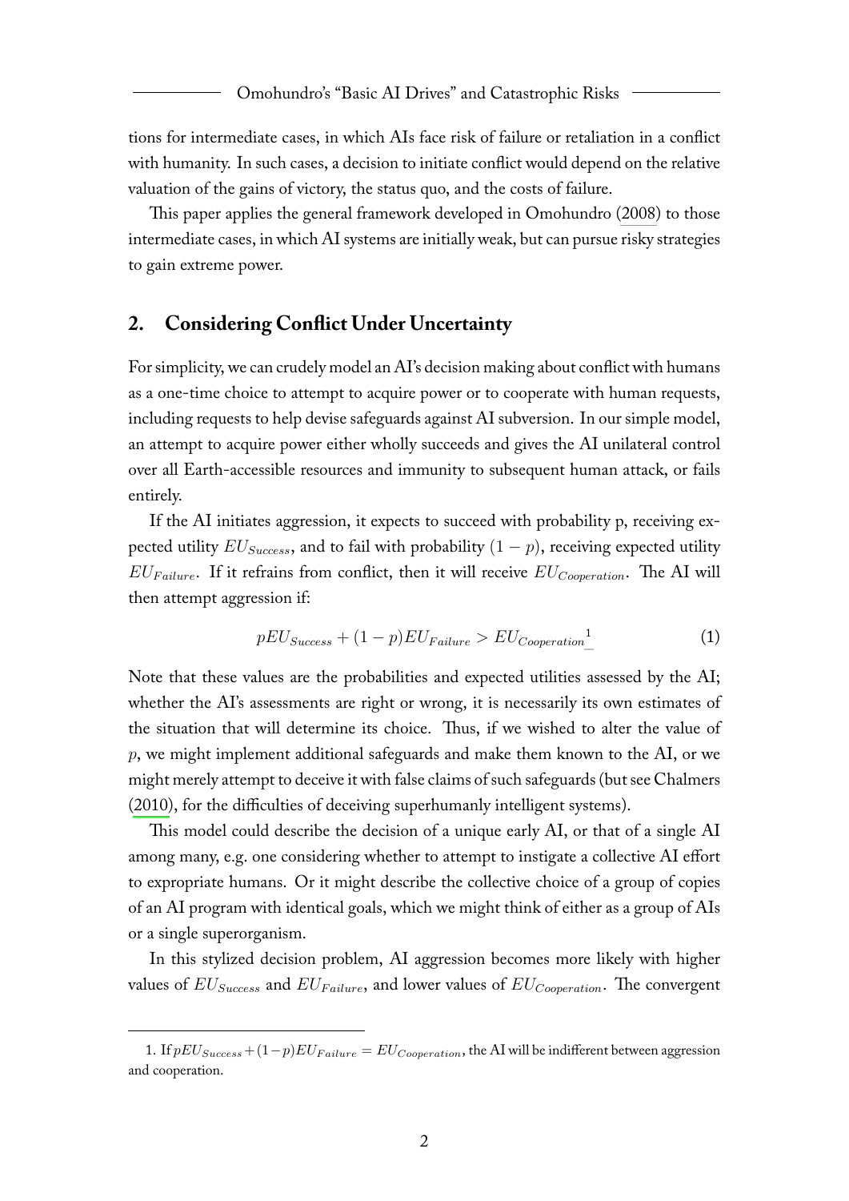tions for intermediate cases, in which AIs face risk of failure or retaliation in a conflict with humanity. In such cases, a decision to initiate conflict would depend on the relative valuation of the gains of victory, the status quo, and the costs of failure.

This paper applies the general framework developed in Omohundro (2008) to those intermediate cases, in which AI systems are initially weak, but can pursue risky strategies to gain extreme power.

## 2. Considering Conflict Under Uncertainty

For simplicity, we can crudely model an AI's decision making about conflict with humans as a one-time choice to attempt to acquire power or to cooperate with human requests, including requests to help devise safeguards against AI subversion. In our simple model, an attempt to acquire power either wholly succeeds and gives the AI unilateral control over all Earth-accessible resources and immunity to subsequent human attack, or fails entirely.

If the AI initiates aggression, it expects to succeed with probability p, receiving expected utility $EU_{Success}$, and to fail with probability $(1 - p)$, receiving expected utility $EU_{Failure}$. If it refrains from conflict, then it will receive $EU_{Cooperation}$. The AI will then attempt aggression if:

$$pEU_{Success} + (1 - p)EU_{Failure} > EU_{Cooperation} \quad (1)$$

[1]

Note that these values are the probabilities and expected utilities assessed by the AI; whether the AI's assessments are right or wrong, it is necessarily its own estimates of the situation that will determine its choice. Thus, if we wished to alter the value of $p$, we might implement additional safeguards and make them known to the AI, or we might merely attempt to deceive it with false claims of such safeguards (but see Chalmers (2010), for the difficulties of deceiving superhumanly intelligent systems).

This model could describe the decision of a unique early AI, or that of a single AI among many, e.g. one considering whether to attempt to instigate a collective AI effort to expropriate humans. Or it might describe the collective choice of a group of copies of an AI program with identical goals, which we might think of either as a group of AIs or a single superorganism.

In this stylized decision problem, AI aggression becomes more likely with higher values of $EU_{Success}$ and $EU_{Failure}$, and lower values of $EU_{Cooperation}$. The convergent

1. If $pEU_{Success} + (1-p)EU_{Failure} = EU_{Cooperation}$, the AI will be indifferent between aggression and cooperation.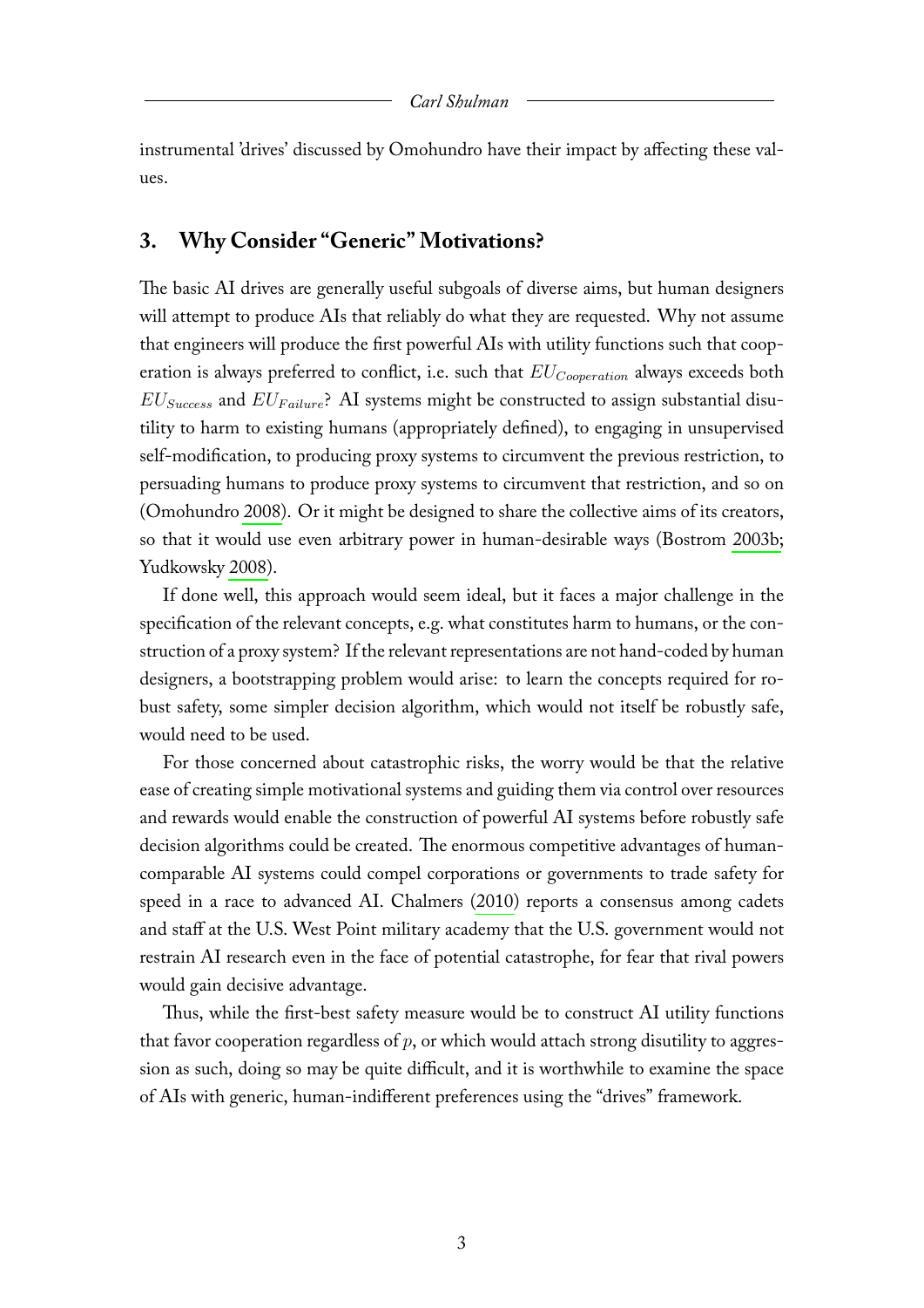instrumental 'drives' discussed by Omohundro have their impact by affecting these values.

## 3. Why Consider "Generic" Motivations?

The basic AI drives are generally useful subgoals of diverse aims, but human designers will attempt to produce AIs that reliably do what they are requested. Why not assume that engineers will produce the first powerful AIs with utility functions such that cooperation is always preferred to conflict, i.e. such that $EU_{Cooperation}$ always exceeds both $EU_{Success}$ and $EU_{Failure}$? AI systems might be constructed to assign substantial disutility to harm to existing humans (appropriately defined), to engaging in unsupervised self-modification, to producing proxy systems to circumvent the previous restriction, to persuading humans to produce proxy systems to circumvent that restriction, and so on (Omohundro 2008). Or it might be designed to share the collective aims of its creators, so that it would use even arbitrary power in human-desirable ways (Bostrom 2003b; Yudkowsky 2008).

If done well, this approach would seem ideal, but it faces a major challenge in the specification of the relevant concepts, e.g. what constitutes harm to humans, or the construction of a proxy system? If the relevant representations are not hand-coded by human designers, a bootstrapping problem would arise: to learn the concepts required for robust safety, some simpler decision algorithm, which would not itself be robustly safe, would need to be used.

For those concerned about catastrophic risks, the worry would be that the relative ease of creating simple motivational systems and guiding them via control over resources and rewards would enable the construction of powerful AI systems before robustly safe decision algorithms could be created. The enormous competitive advantages of human-comparable AI systems could compel corporations or governments to trade safety for speed in a race to advanced AI. Chalmers (2010) reports a consensus among cadets and staff at the U.S. West Point military academy that the U.S. government would not restrain AI research even in the face of potential catastrophe, for fear that rival powers would gain decisive advantage.

Thus, while the first-best safety measure would be to construct AI utility functions that favor cooperation regardless of $p$, or which would attach strong disutility to aggression as such, doing so may be quite difficult, and it is worthwhile to examine the space of AIs with generic, human-indifferent preferences using the "drives" framework.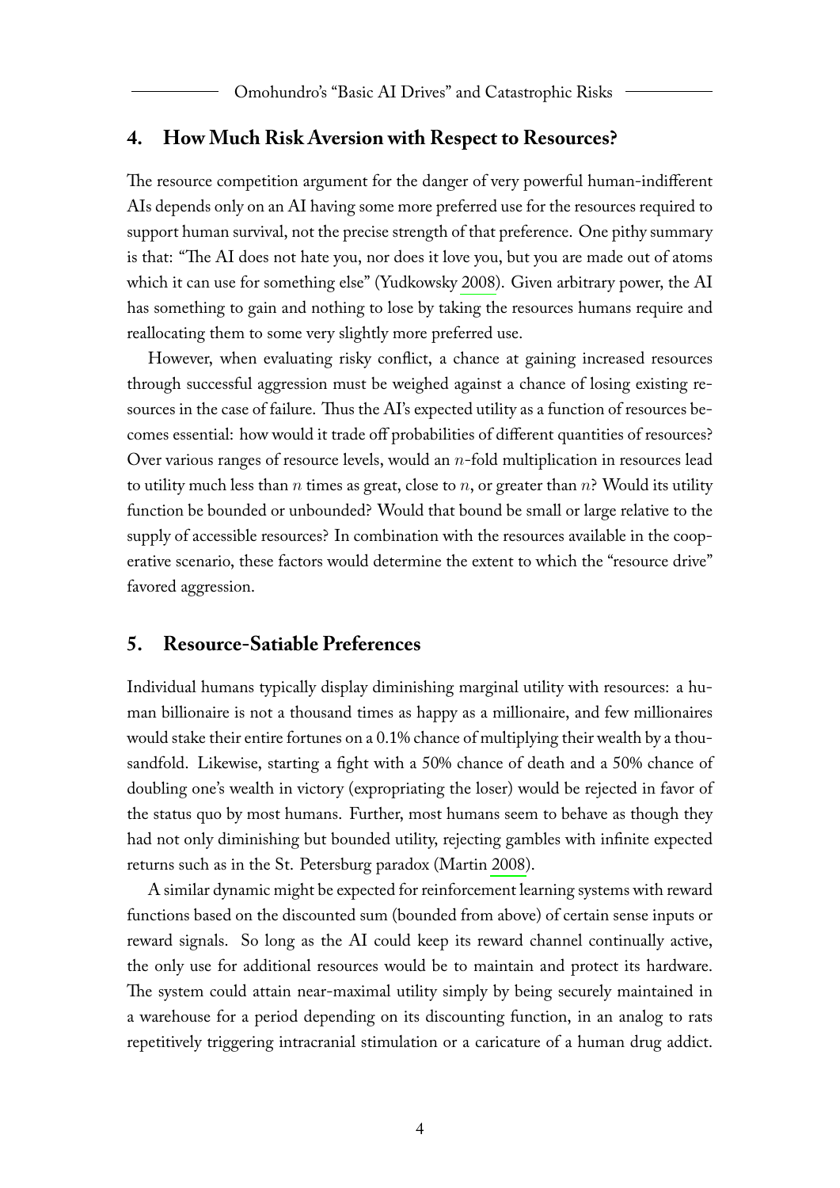## 4. How Much Risk Aversion with Respect to Resources?

The resource competition argument for the danger of very powerful human-indifferent AIs depends only on an AI having some more preferred use for the resources required to support human survival, not the precise strength of that preference. One pithy summary is that: "The AI does not hate you, nor does it love you, but you are made out of atoms which it can use for something else" (Yudkowsky 2008). Given arbitrary power, the AI has something to gain and nothing to lose by taking the resources humans require and reallocating them to some very slightly more preferred use.

However, when evaluating risky conflict, a chance at gaining increased resources through successful aggression must be weighed against a chance of losing existing resources in the case of failure. Thus the AI's expected utility as a function of resources becomes essential: how would it trade off probabilities of different quantities of resources? Over various ranges of resource levels, would an $n$-fold multiplication in resources lead to utility much less than $n$ times as great, close to $n$, or greater than $n$? Would its utility function be bounded or unbounded? Would that bound be small or large relative to the supply of accessible resources? In combination with the resources available in the cooperative scenario, these factors would determine the extent to which the "resource drive" favored aggression.

## 5. Resource-Satiable Preferences

Individual humans typically display diminishing marginal utility with resources: a human billionaire is not a thousand times as happy as a millionaire, and few millionaires would stake their entire fortunes on a 0.1% chance of multiplying their wealth by a thousandfold. Likewise, starting a fight with a 50% chance of death and a 50% chance of doubling one's wealth in victory (expropriating the loser) would be rejected in favor of the status quo by most humans. Further, most humans seem to behave as though they had not only diminishing but bounded utility, rejecting gambles with infinite expected returns such as in the St. Petersburg paradox (Martin 2008).

A similar dynamic might be expected for reinforcement learning systems with reward functions based on the discounted sum (bounded from above) of certain sense inputs or reward signals. So long as the AI could keep its reward channel continually active, the only use for additional resources would be to maintain and protect its hardware. The system could attain near-maximal utility simply by being securely maintained in a warehouse for a period depending on its discounting function, in an analog to rats repetitively triggering intracranial stimulation or a caricature of a human drug addict.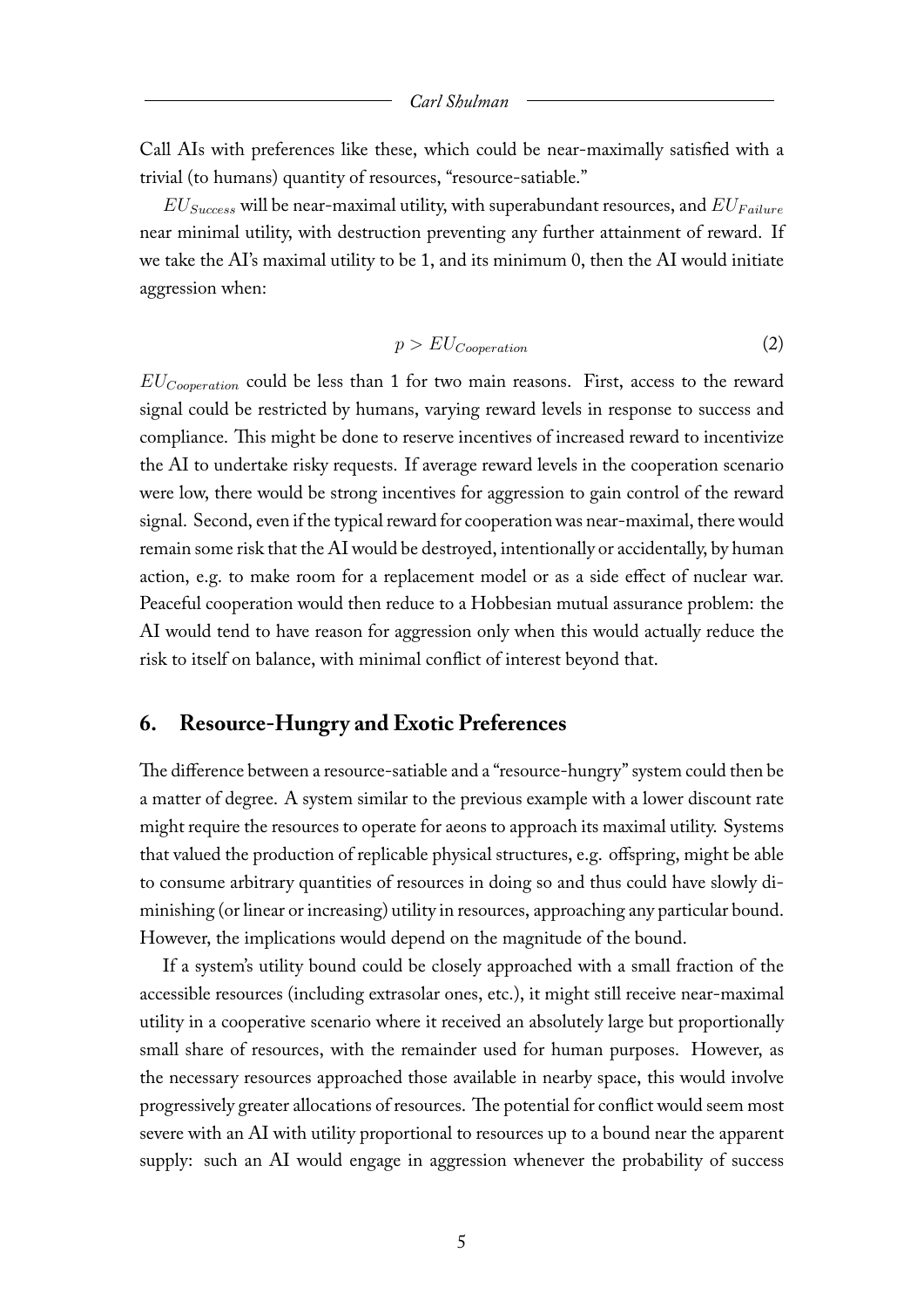Call AIs with preferences like these, which could be near-maximally satisfied with a trivial (to humans) quantity of resources, "resource-satiable."

$EU_{Success}$ will be near-maximal utility, with superabundant resources, and $EU_{Failure}$ near minimal utility, with destruction preventing any further attainment of reward. If we take the AI's maximal utility to be 1, and its minimum 0, then the AI would initiate aggression when:

$$p > EU_{Cooperation} \tag{2}$$

$EU_{Cooperation}$ could be less than 1 for two main reasons. First, access to the reward signal could be restricted by humans, varying reward levels in response to success and compliance. This might be done to reserve incentives of increased reward to incentivize the AI to undertake risky requests. If average reward levels in the cooperation scenario were low, there would be strong incentives for aggression to gain control of the reward signal. Second, even if the typical reward for cooperation was near-maximal, there would remain some risk that the AI would be destroyed, intentionally or accidentally, by human action, e.g. to make room for a replacement model or as a side effect of nuclear war. Peaceful cooperation would then reduce to a Hobbesian mutual assurance problem: the AI would tend to have reason for aggression only when this would actually reduce the risk to itself on balance, with minimal conflict of interest beyond that.

## 6. Resource-Hungry and Exotic Preferences

The difference between a resource-satiable and a "resource-hungry" system could then be a matter of degree. A system similar to the previous example with a lower discount rate might require the resources to operate for aeons to approach its maximal utility. Systems that valued the production of replicable physical structures, e.g. offspring, might be able to consume arbitrary quantities of resources in doing so and thus could have slowly diminishing (or linear or increasing) utility in resources, approaching any particular bound. However, the implications would depend on the magnitude of the bound.

If a system's utility bound could be closely approached with a small fraction of the accessible resources (including extrasolar ones, etc.), it might still receive near-maximal utility in a cooperative scenario where it received an absolutely large but proportionally small share of resources, with the remainder used for human purposes. However, as the necessary resources approached those available in nearby space, this would involve progressively greater allocations of resources. The potential for conflict would seem most severe with an AI with utility proportional to resources up to a bound near the apparent supply: such an AI would engage in aggression whenever the probability of success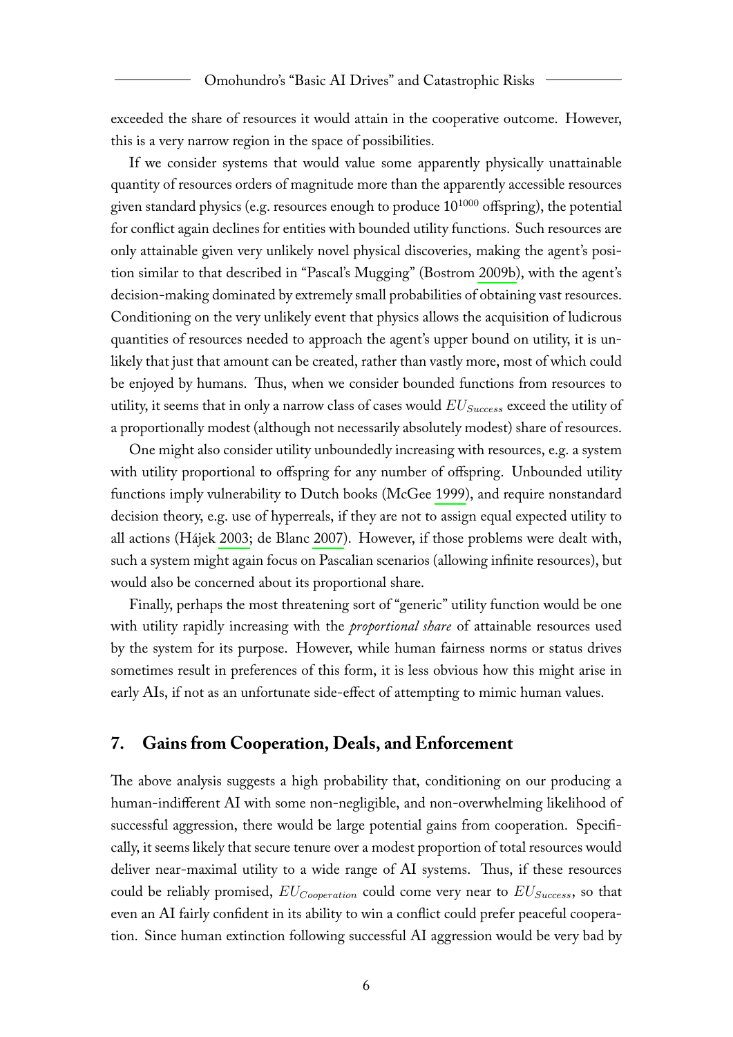exceeded the share of resources it would attain in the cooperative outcome. However, this is a very narrow region in the space of possibilities.

If we consider systems that would value some apparently physically unattainable quantity of resources orders of magnitude more than the apparently accessible resources given standard physics (e.g. resources enough to produce $10^{1000}$ offspring), the potential for conflict again declines for entities with bounded utility functions. Such resources are only attainable given very unlikely novel physical discoveries, making the agent's position similar to that described in "Pascal's Mugging" (Bostrom 2009b), with the agent's decision-making dominated by extremely small probabilities of obtaining vast resources. Conditioning on the very unlikely event that physics allows the acquisition of ludicrous quantities of resources needed to approach the agent's upper bound on utility, it is unlikely that just that amount can be created, rather than vastly more, most of which could be enjoyed by humans. Thus, when we consider bounded functions from resources to utility, it seems that in only a narrow class of cases would $EU_{Success}$ exceed the utility of a proportionally modest (although not necessarily absolutely modest) share of resources.

One might also consider utility unboundedly increasing with resources, e.g. a system with utility proportional to offspring for any number of offspring. Unbounded utility functions imply vulnerability to Dutch books (McGee 1999), and require nonstandard decision theory, e.g. use of hyperreals, if they are not to assign equal expected utility to all actions (Hájek 2003; de Blanc 2007). However, if those problems were dealt with, such a system might again focus on Pascalian scenarios (allowing infinite resources), but would also be concerned about its proportional share.

Finally, perhaps the most threatening sort of "generic" utility function would be one with utility rapidly increasing with the *proportional share* of attainable resources used by the system for its purpose. However, while human fairness norms or status drives sometimes result in preferences of this form, it is less obvious how this might arise in early AIs, if not as an unfortunate side-effect of attempting to mimic human values.

## 7. Gains from Cooperation, Deals, and Enforcement

The above analysis suggests a high probability that, conditioning on our producing a human-indifferent AI with some non-negligible, and non-overwhelming likelihood of successful aggression, there would be large potential gains from cooperation. Specifically, it seems likely that secure tenure over a modest proportion of total resources would deliver near-maximal utility to a wide range of AI systems. Thus, if these resources could be reliably promised, $EU_{Cooperation}$ could come very near to $EU_{Success}$, so that even an AI fairly confident in its ability to win a conflict could prefer peaceful cooperation. Since human extinction following successful AI aggression would be very bad by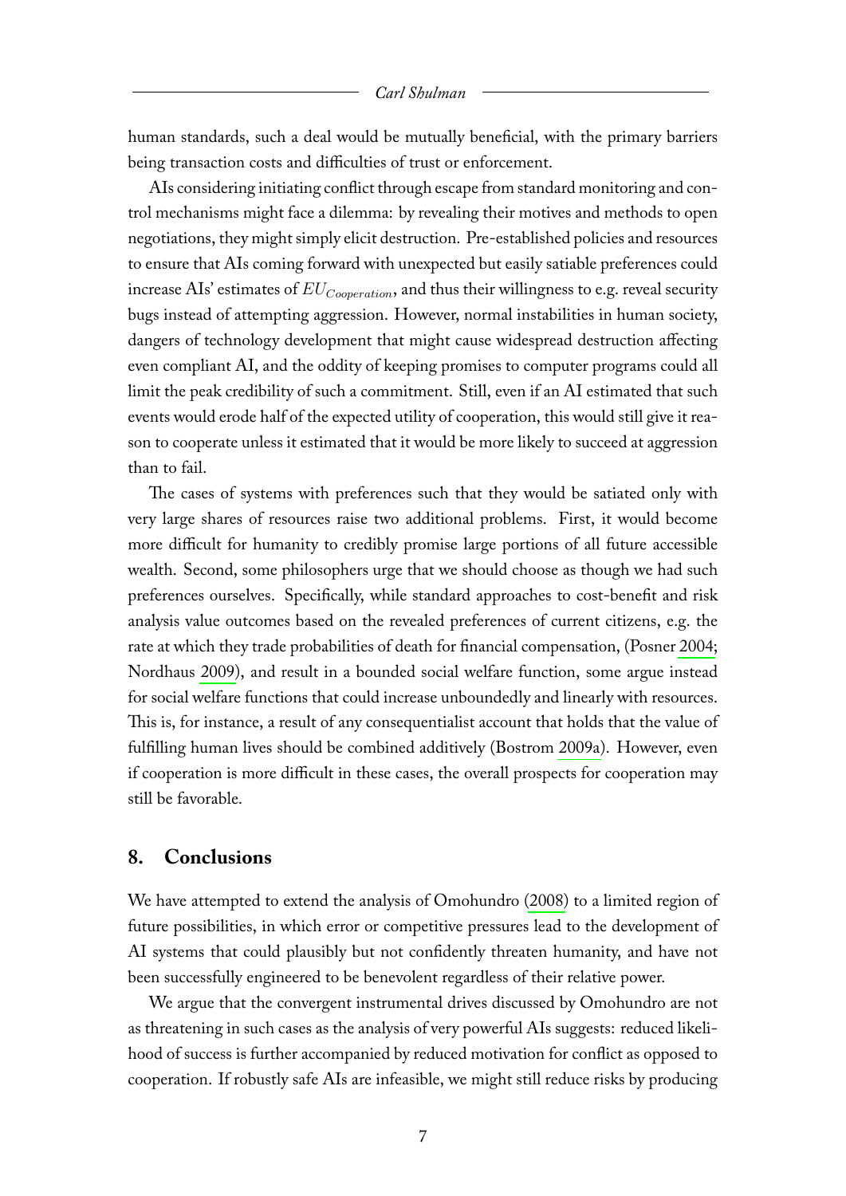human standards, such a deal would be mutually beneficial, with the primary barriers being transaction costs and difficulties of trust or enforcement.

AIs considering initiating conflict through escape from standard monitoring and control mechanisms might face a dilemma: by revealing their motives and methods to open negotiations, they might simply elicit destruction. Pre-established policies and resources to ensure that AIs coming forward with unexpected but easily satiable preferences could increase AIs' estimates of $EU_{Cooperation}$, and thus their willingness to e.g. reveal security bugs instead of attempting aggression. However, normal instabilities in human society, dangers of technology development that might cause widespread destruction affecting even compliant AI, and the oddity of keeping promises to computer programs could all limit the peak credibility of such a commitment. Still, even if an AI estimated that such events would erode half of the expected utility of cooperation, this would still give it reason to cooperate unless it estimated that it would be more likely to succeed at aggression than to fail.

The cases of systems with preferences such that they would be satiated only with very large shares of resources raise two additional problems. First, it would become more difficult for humanity to credibly promise large portions of all future accessible wealth. Second, some philosophers urge that we should choose as though we had such preferences ourselves. Specifically, while standard approaches to cost-benefit and risk analysis value outcomes based on the revealed preferences of current citizens, e.g. the rate at which they trade probabilities of death for financial compensation, (Posner 2004; Nordhaus 2009), and result in a bounded social welfare function, some argue instead for social welfare functions that could increase unboundedly and linearly with resources. This is, for instance, a result of any consequentialist account that holds that the value of fulfilling human lives should be combined additively (Bostrom 2009a). However, even if cooperation is more difficult in these cases, the overall prospects for cooperation may still be favorable.

## 8. Conclusions

We have attempted to extend the analysis of Omohundro (2008) to a limited region of future possibilities, in which error or competitive pressures lead to the development of AI systems that could plausibly but not confidently threaten humanity, and have not been successfully engineered to be benevolent regardless of their relative power.

We argue that the convergent instrumental drives discussed by Omohundro are not as threatening in such cases as the analysis of very powerful AIs suggests: reduced likelihood of success is further accompanied by reduced motivation for conflict as opposed to cooperation. If robustly safe AIs are infeasible, we might still reduce risks by producing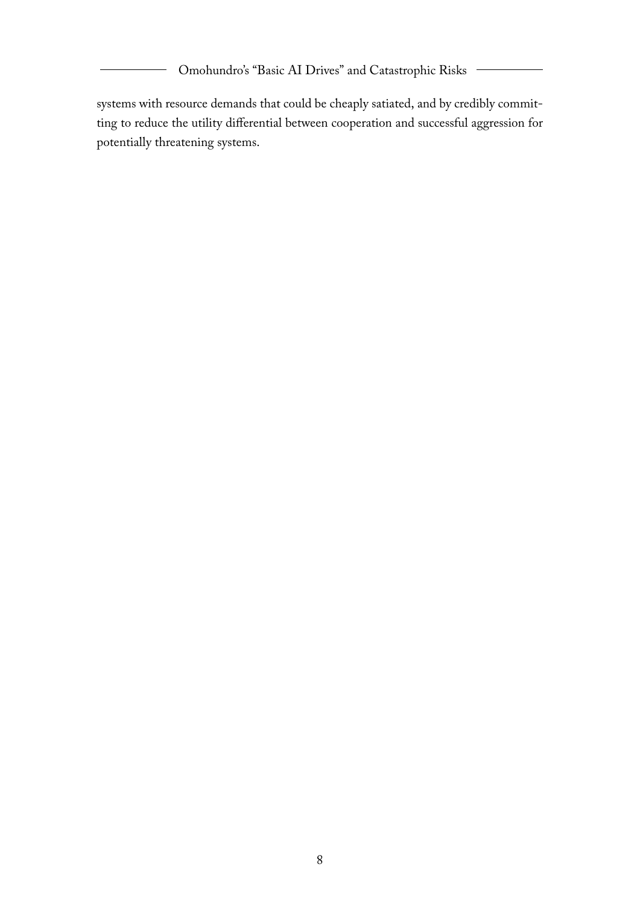systems with resource demands that could be cheaply satiated, and by credibly committing to reduce the utility differential between cooperation and successful aggression for potentially threatening systems.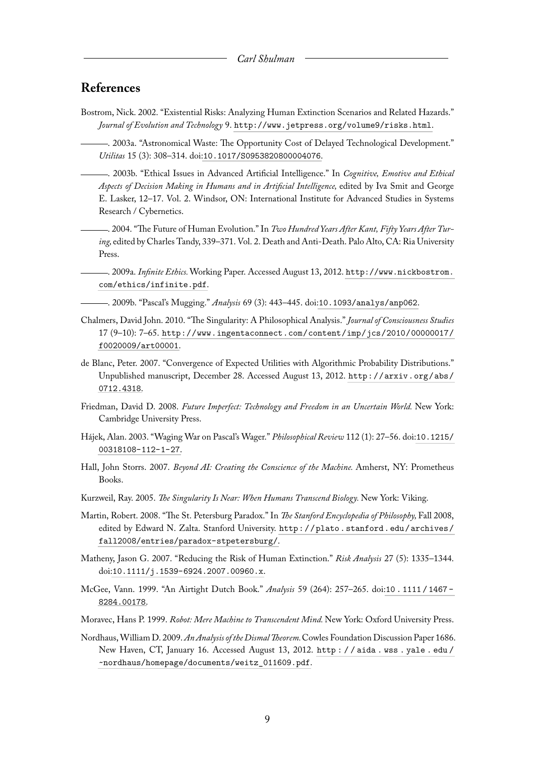## References

Bostrom, Nick. 2002. "Existential Risks: Analyzing Human Extinction Scenarios and Related Hazards." *Journal of Evolution and Technology* 9. http://www.jetpress.org/volume9/risks.html.

———. 2003a. "Astronomical Waste: The Opportunity Cost of Delayed Technological Development." *Utilitas* 15 (3): 308–314. doi:10.1017/S0953820800004076.

———. 2003b. "Ethical Issues in Advanced Artificial Intelligence." In *Cognitive, Emotive and Ethical Aspects of Decision Making in Humans and in Artificial Intelligence,* edited by Iva Smit and George E. Lasker, 12–17. Vol. 2. Windsor, ON: International Institute for Advanced Studies in Systems Research / Cybernetics.

———. 2004. "The Future of Human Evolution." In *Two Hundred Years After Kant, Fifty Years After Turing,* edited by Charles Tandy, 339–371. Vol. 2. Death and Anti-Death. Palo Alto, CA: Ria University Press.

———. 2009a. *Infinite Ethics.* Working Paper. Accessed August 13, 2012. http://www.nickbostrom.com/ethics/infinite.pdf.

———. 2009b. "Pascal's Mugging." *Analysis* 69 (3): 443–445. doi:10.1093/analys/anp062.

Chalmers, David John. 2010. "The Singularity: A Philosophical Analysis." *Journal of Consciousness Studies* 17 (9–10): 7–65. http://www.ingentaconnect.com/content/imp/jcs/2010/00000017/f0020009/art00001.

de Blanc, Peter. 2007. "Convergence of Expected Utilities with Algorithmic Probability Distributions." Unpublished manuscript, December 28. Accessed August 13, 2012. http://arxiv.org/abs/0712.4318.

Friedman, David D. 2008. *Future Imperfect: Technology and Freedom in an Uncertain World.* New York: Cambridge University Press.

Hájek, Alan. 2003. "Waging War on Pascal's Wager." *Philosophical Review* 112 (1): 27–56. doi:10.1215/00318108-112-1-27.

Hall, John Storrs. 2007. *Beyond AI: Creating the Conscience of the Machine.* Amherst, NY: Prometheus Books.

Kurzweil, Ray. 2005. *The Singularity Is Near: When Humans Transcend Biology.* New York: Viking.

Martin, Robert. 2008. "The St. Petersburg Paradox." In *The Stanford Encyclopedia of Philosophy,* Fall 2008, edited by Edward N. Zalta. Stanford University. http://plato.stanford.edu/archives/fall2008/entries/paradox-stpetersburg/.

Matheny, Jason G. 2007. "Reducing the Risk of Human Extinction." *Risk Analysis* 27 (5): 1335–1344. doi:10.1111/j.1539-6924.2007.00960.x.

McGee, Vann. 1999. "An Airtight Dutch Book." *Analysis* 59 (264): 257–265. doi:10.1111/1467-8284.00178.

Moravec, Hans P. 1999. *Robot: Mere Machine to Transcendent Mind.* New York: Oxford University Press.

Nordhaus, William D. 2009. *An Analysis of the Dismal Theorem.* Cowles Foundation Discussion Paper 1686. New Haven, CT, January 16. Accessed August 13, 2012. http://aida.wss.yale.edu/~nordhaus/homepage/documents/weitz_011609.pdf.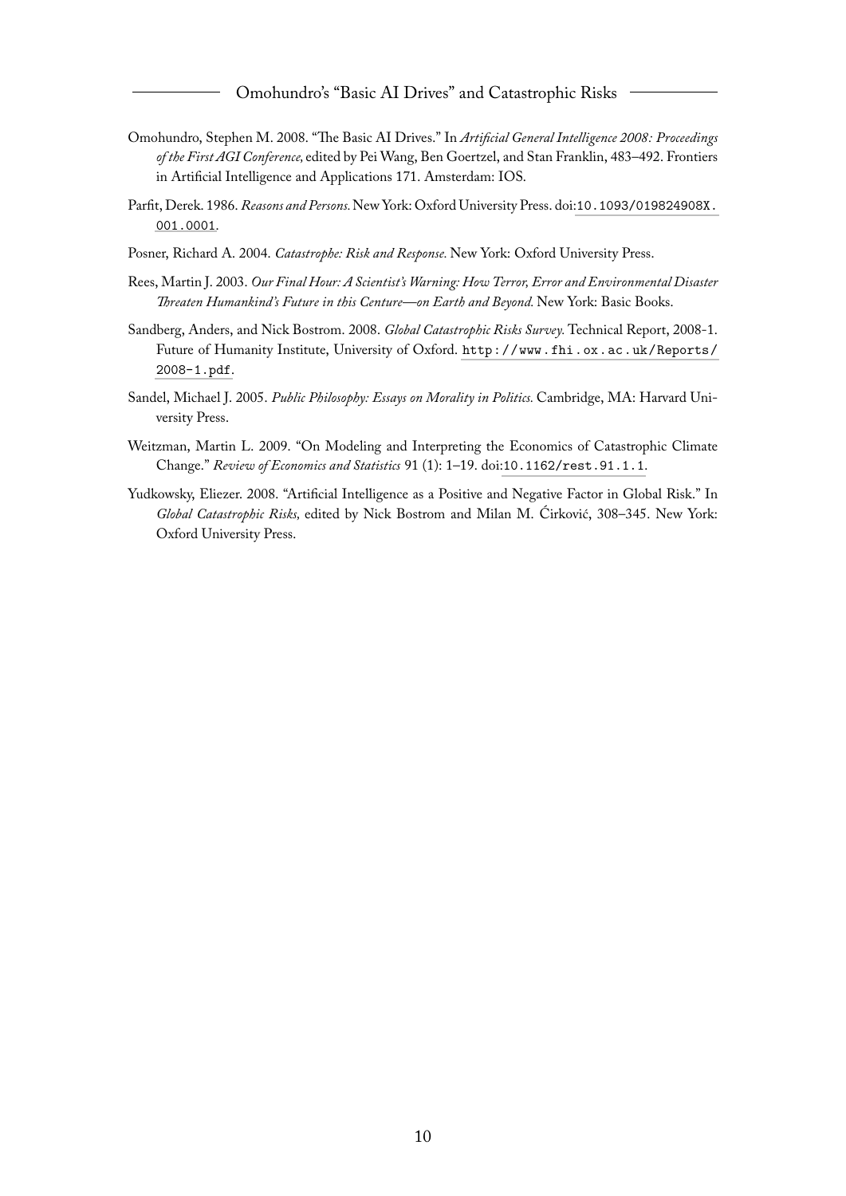Omohundro, Stephen M. 2008. "The Basic AI Drives." In *Artificial General Intelligence 2008: Proceedings of the First AGI Conference,* edited by Pei Wang, Ben Goertzel, and Stan Franklin, 483–492. Frontiers in Artificial Intelligence and Applications 171. Amsterdam: IOS.

Parfit, Derek. 1986. *Reasons and Persons.* New York: Oxford University Press. doi:10.1093/019824908X.001.0001.

Posner, Richard A. 2004. *Catastrophe: Risk and Response.* New York: Oxford University Press.

Rees, Martin J. 2003. *Our Final Hour: A Scientist's Warning: How Terror, Error and Environmental Disaster Threaten Humankind's Future in this Centure—on Earth and Beyond.* New York: Basic Books.

Sandberg, Anders, and Nick Bostrom. 2008. *Global Catastrophic Risks Survey.* Technical Report, 2008-1. Future of Humanity Institute, University of Oxford. http://www.fhi.ox.ac.uk/Reports/2008-1.pdf.

Sandel, Michael J. 2005. *Public Philosophy: Essays on Morality in Politics.* Cambridge, MA: Harvard University Press.

Weitzman, Martin L. 2009. "On Modeling and Interpreting the Economics of Catastrophic Climate Change." *Review of Economics and Statistics* 91 (1): 1–19. doi:10.1162/rest.91.1.1.

Yudkowsky, Eliezer. 2008. "Artificial Intelligence as a Positive and Negative Factor in Global Risk." In *Global Catastrophic Risks,* edited by Nick Bostrom and Milan M. Ćirković, 308–345. New York: Oxford University Press.